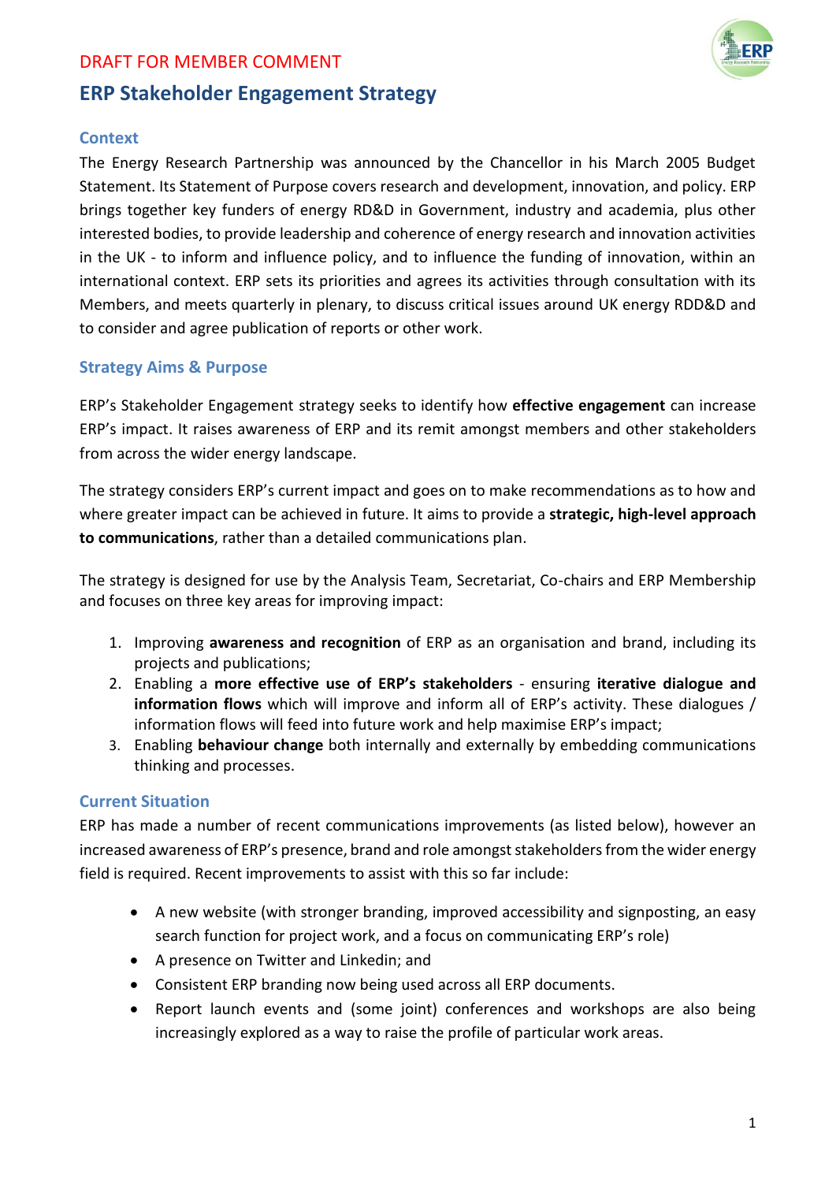DRAFT FOR MEMBER COMMENT

# ERP Stakeholder Engagement Strategy

## Context

The Energy Research Partnership was announced by the Chancellor in his March 2005 Budget Statement. Its Statement of Purpose covers research and development, innovation, and policy. ERP brings together key funders of energy RD&D in Government, industry and academia, plus other interested bodies, to provide leadership and coherence of energy research and innovation activities in the UK - to inform and influence policy, and to influence the funding of innovation, within an international context. ERP sets its priorities and agrees its activities through consultation with its Members, and meets quarterly in plenary, to discuss critical issues around UK energy RDD&D and to consider and agree publication of reports or other work.

## Strategy Aims & Purpose

ERP's Stakeholder Engagement strategy seeks to identify how **effective engagement** can increase ERP's impact. It raises awareness of ERP and its remit amongst members and other stakeholders from across the wider energy landscape.

The strategy considers ERP's current impact and goes on to make recommendations as to how and where greater impact can be achieved in future. It aims to provide a **strategic, high-level approach to communications**, rather than a detailed communications plan.

The strategy is designed for use by the Analysis Team, Secretariat, Co-chairs and ERP Membership and focuses on three key areas for improving impact:

1. Improving **awareness and recognition** of ERP as an organisation and brand, including its projects and publications;
2. Enabling a **more effective use of ERP's stakeholders** - ensuring **iterative dialogue and information flows** which will improve and inform all of ERP's activity. These dialogues / information flows will feed into future work and help maximise ERP's impact;
3. Enabling **behaviour change** both internally and externally by embedding communications thinking and processes.

## Current Situation

ERP has made a number of recent communications improvements (as listed below), however an increased awareness of ERP's presence, brand and role amongst stakeholders from the wider energy field is required. Recent improvements to assist with this so far include:

- A new website (with stronger branding, improved accessibility and signposting, an easy search function for project work, and a focus on communicating ERP's role)
- A presence on Twitter and Linkedin; and
- Consistent ERP branding now being used across all ERP documents.
- Report launch events and (some joint) conferences and workshops are also being increasingly explored as a way to raise the profile of particular work areas.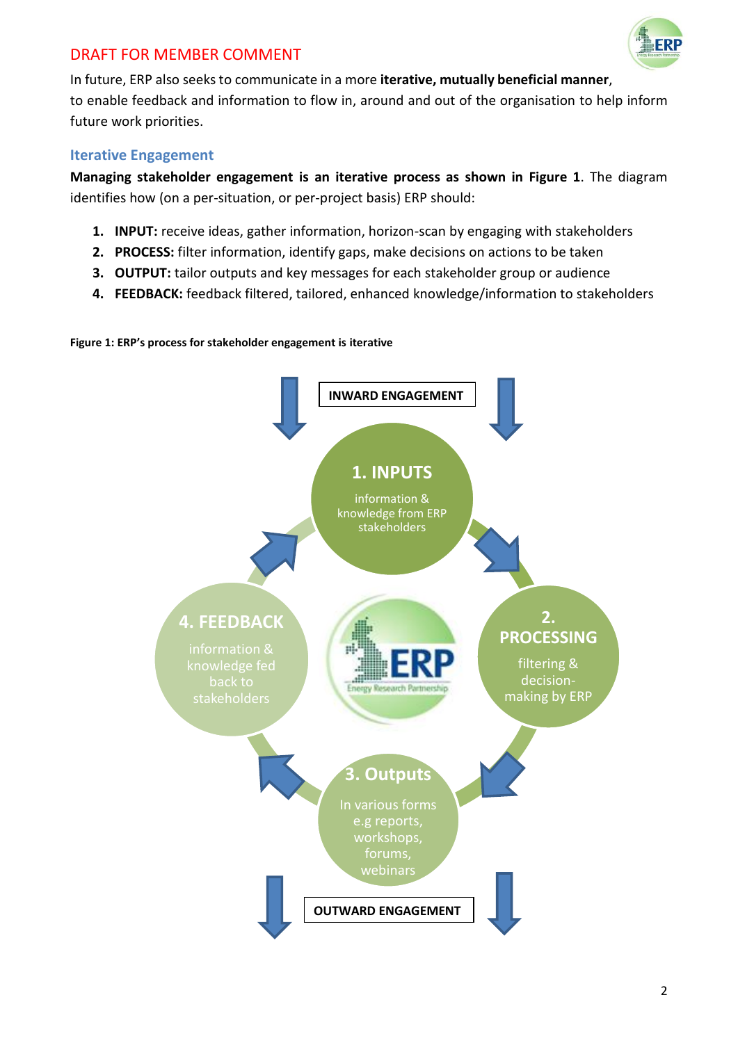DRAFT FOR MEMBER COMMENT

In future, ERP also seeks to communicate in a more **iterative, mutually beneficial manner**, to enable feedback and information to flow in, around and out of the organisation to help inform future work priorities.

## Iterative Engagement

**Managing stakeholder engagement is an iterative process as shown in Figure 1**. The diagram identifies how (on a per-situation, or per-project basis) ERP should:

1. **INPUT:** receive ideas, gather information, horizon-scan by engaging with stakeholders
2. **PROCESS:** filter information, identify gaps, make decisions on actions to be taken
3. **OUTPUT:** tailor outputs and key messages for each stakeholder group or audience
4. **FEEDBACK:** feedback filtered, tailored, enhanced knowledge/information to stakeholders

**Figure 1: ERP's process for stakeholder engagement is iterative**

INWARD ENGAGEMENT

**1. INPUTS**
information & knowledge from ERP stakeholders

**2. PROCESSING**
filtering & decision-making by ERP

**3. Outputs**
In various forms e.g reports, workshops, forums, webinars

**4. FEEDBACK**
information & knowledge fed back to stakeholders

ERP Energy Research Partnership

OUTWARD ENGAGEMENT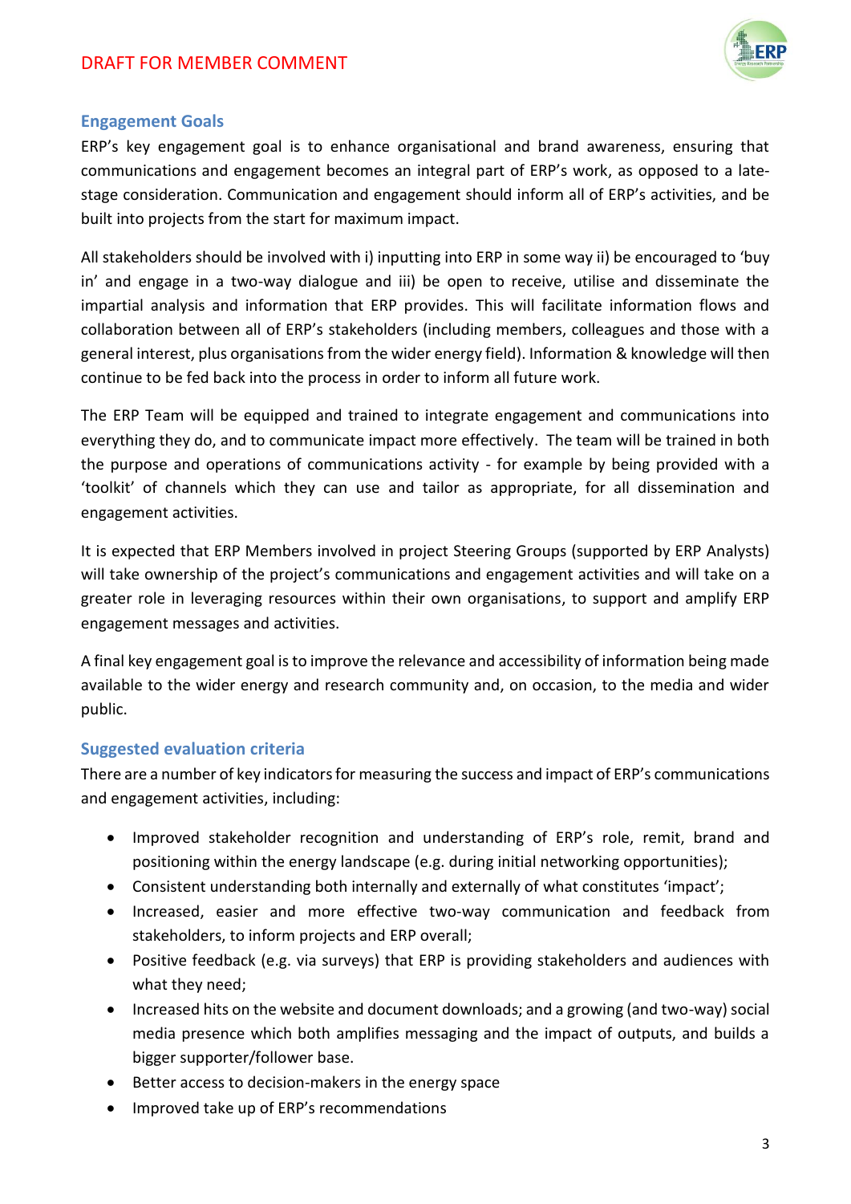## Engagement Goals

ERP's key engagement goal is to enhance organisational and brand awareness, ensuring that communications and engagement becomes an integral part of ERP's work, as opposed to a late-stage consideration. Communication and engagement should inform all of ERP's activities, and be built into projects from the start for maximum impact.

All stakeholders should be involved with i) inputting into ERP in some way ii) be encouraged to 'buy in' and engage in a two-way dialogue and iii) be open to receive, utilise and disseminate the impartial analysis and information that ERP provides. This will facilitate information flows and collaboration between all of ERP's stakeholders (including members, colleagues and those with a general interest, plus organisations from the wider energy field). Information & knowledge will then continue to be fed back into the process in order to inform all future work.

The ERP Team will be equipped and trained to integrate engagement and communications into everything they do, and to communicate impact more effectively. The team will be trained in both the purpose and operations of communications activity - for example by being provided with a 'toolkit' of channels which they can use and tailor as appropriate, for all dissemination and engagement activities.

It is expected that ERP Members involved in project Steering Groups (supported by ERP Analysts) will take ownership of the project's communications and engagement activities and will take on a greater role in leveraging resources within their own organisations, to support and amplify ERP engagement messages and activities.

A final key engagement goal is to improve the relevance and accessibility of information being made available to the wider energy and research community and, on occasion, to the media and wider public.

## Suggested evaluation criteria

There are a number of key indicators for measuring the success and impact of ERP's communications and engagement activities, including:

- Improved stakeholder recognition and understanding of ERP's role, remit, brand and positioning within the energy landscape (e.g. during initial networking opportunities);
- Consistent understanding both internally and externally of what constitutes 'impact';
- Increased, easier and more effective two-way communication and feedback from stakeholders, to inform projects and ERP overall;
- Positive feedback (e.g. via surveys) that ERP is providing stakeholders and audiences with what they need;
- Increased hits on the website and document downloads; and a growing (and two-way) social media presence which both amplifies messaging and the impact of outputs, and builds a bigger supporter/follower base.
- Better access to decision-makers in the energy space
- Improved take up of ERP's recommendations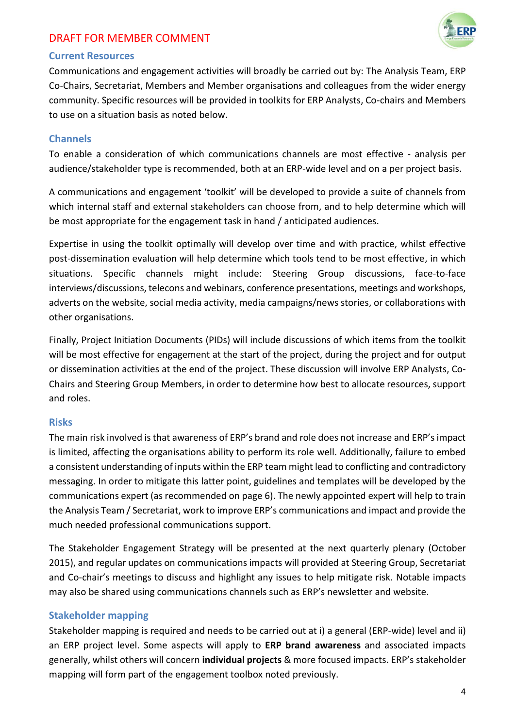DRAFT FOR MEMBER COMMENT

## Current Resources

Communications and engagement activities will broadly be carried out by: The Analysis Team, ERP Co-Chairs, Secretariat, Members and Member organisations and colleagues from the wider energy community. Specific resources will be provided in toolkits for ERP Analysts, Co-chairs and Members to use on a situation basis as noted below.

## Channels

To enable a consideration of which communications channels are most effective - analysis per audience/stakeholder type is recommended, both at an ERP-wide level and on a per project basis.

A communications and engagement 'toolkit' will be developed to provide a suite of channels from which internal staff and external stakeholders can choose from, and to help determine which will be most appropriate for the engagement task in hand / anticipated audiences.

Expertise in using the toolkit optimally will develop over time and with practice, whilst effective post-dissemination evaluation will help determine which tools tend to be most effective, in which situations. Specific channels might include: Steering Group discussions, face-to-face interviews/discussions, telecons and webinars, conference presentations, meetings and workshops, adverts on the website, social media activity, media campaigns/news stories, or collaborations with other organisations.

Finally, Project Initiation Documents (PIDs) will include discussions of which items from the toolkit will be most effective for engagement at the start of the project, during the project and for output or dissemination activities at the end of the project. These discussion will involve ERP Analysts, Co-Chairs and Steering Group Members, in order to determine how best to allocate resources, support and roles.

## Risks

The main risk involved is that awareness of ERP's brand and role does not increase and ERP's impact is limited, affecting the organisations ability to perform its role well. Additionally, failure to embed a consistent understanding of inputs within the ERP team might lead to conflicting and contradictory messaging. In order to mitigate this latter point, guidelines and templates will be developed by the communications expert (as recommended on page 6). The newly appointed expert will help to train the Analysis Team / Secretariat, work to improve ERP's communications and impact and provide the much needed professional communications support.

The Stakeholder Engagement Strategy will be presented at the next quarterly plenary (October 2015), and regular updates on communications impacts will provided at Steering Group, Secretariat and Co-chair's meetings to discuss and highlight any issues to help mitigate risk. Notable impacts may also be shared using communications channels such as ERP's newsletter and website.

## Stakeholder mapping

Stakeholder mapping is required and needs to be carried out at i) a general (ERP-wide) level and ii) an ERP project level. Some aspects will apply to **ERP brand awareness** and associated impacts generally, whilst others will concern **individual projects** & more focused impacts. ERP's stakeholder mapping will form part of the engagement toolbox noted previously.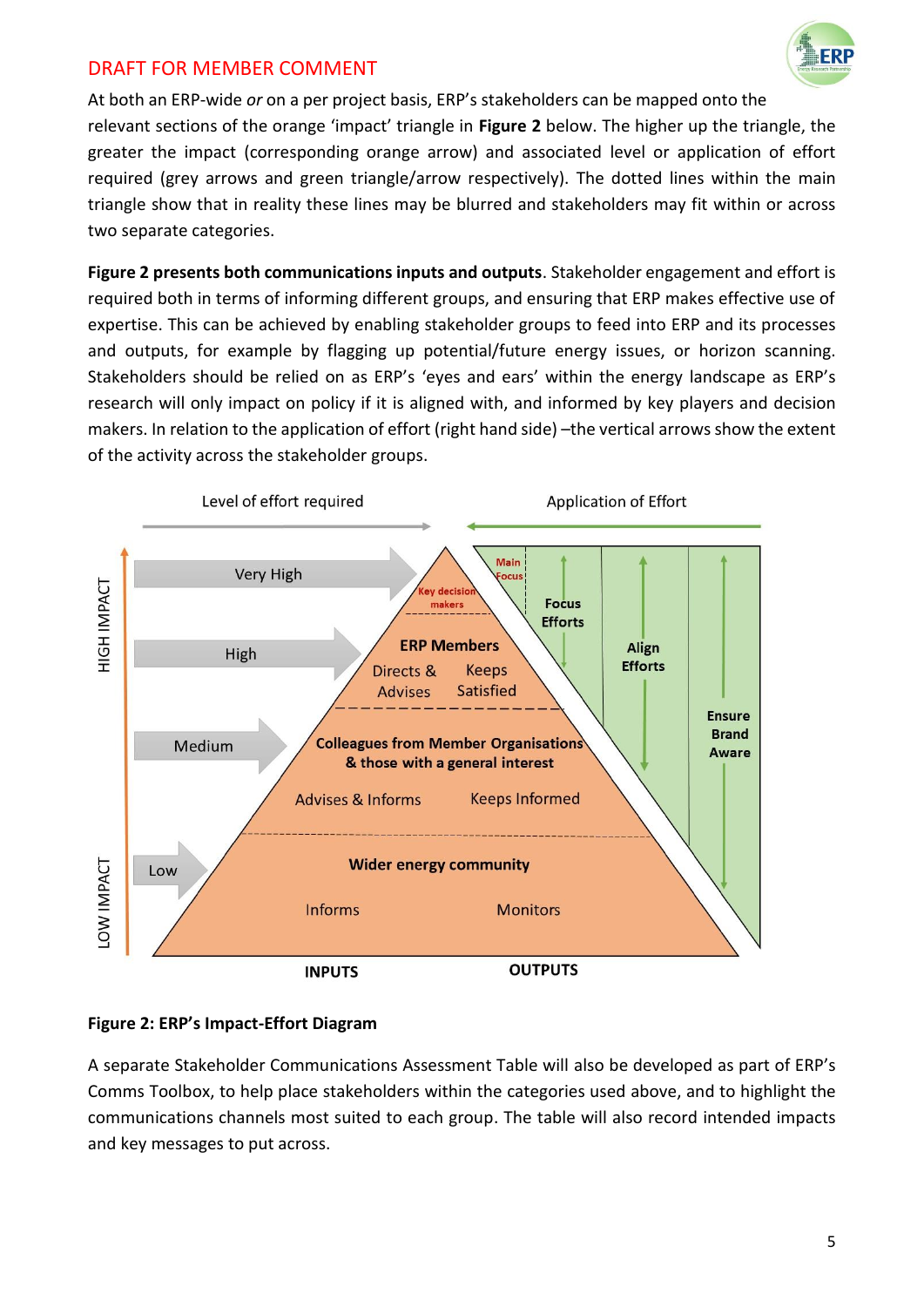At both an ERP-wide *or* on a per project basis, ERP's stakeholders can be mapped onto the relevant sections of the orange 'impact' triangle in **Figure 2** below. The higher up the triangle, the greater the impact (corresponding orange arrow) and associated level or application of effort required (grey arrows and green triangle/arrow respectively). The dotted lines within the main triangle show that in reality these lines may be blurred and stakeholders may fit within or across two separate categories.

**Figure 2 presents both communications inputs and outputs**. Stakeholder engagement and effort is required both in terms of informing different groups, and ensuring that ERP makes effective use of expertise. This can be achieved by enabling stakeholder groups to feed into ERP and its processes and outputs, for example by flagging up potential/future energy issues, or horizon scanning. Stakeholders should be relied on as ERP's 'eyes and ears' within the energy landscape as ERP's research will only impact on policy if it is aligned with, and informed by key players and decision makers. In relation to the application of effort (right hand side) –the vertical arrows show the extent of the activity across the stakeholder groups.

**Figure 2: ERP's Impact-Effort Diagram**

A separate Stakeholder Communications Assessment Table will also be developed as part of ERP's Comms Toolbox, to help place stakeholders within the categories used above, and to highlight the communications channels most suited to each group. The table will also record intended impacts and key messages to put across.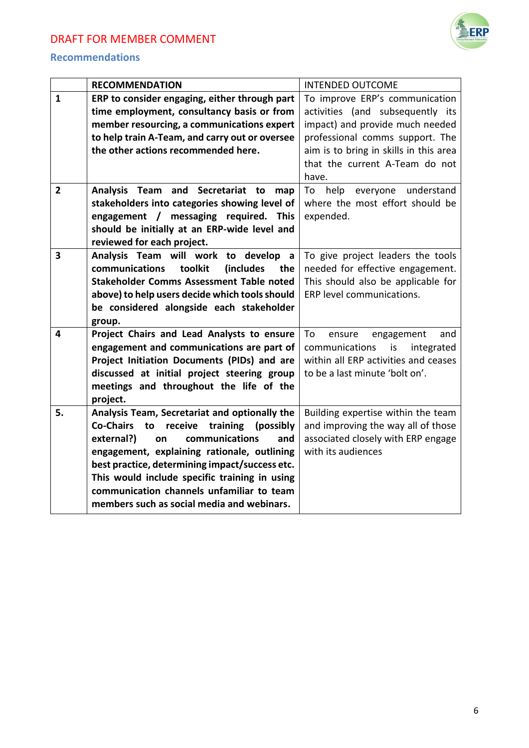DRAFT FOR MEMBER COMMENT

## Recommendations

| | RECOMMENDATION | INTENDED OUTCOME |
|---|---|---|
| 1 | **ERP to consider engaging, either through part time employment, consultancy basis or from member resourcing, a communications expert to help train A-Team, and carry out or oversee the other actions recommended here.** | To improve ERP's communication activities (and subsequently its impact) and provide much needed professional comms support. The aim is to bring in skills in this area that the current A-Team do not have. |
| 2 | **Analysis Team and Secretariat to map stakeholders into categories showing level of engagement / messaging required. This should be initially at an ERP-wide level and reviewed for each project.** | To help everyone understand where the most effort should be expended. |
| 3 | **Analysis Team will work to develop a communications toolkit (includes the Stakeholder Comms Assessment Table noted above) to help users decide which tools should be considered alongside each stakeholder group.** | To give project leaders the tools needed for effective engagement. This should also be applicable for ERP level communications. |
| 4 | **Project Chairs and Lead Analysts to ensure engagement and communications are part of Project Initiation Documents (PIDs) and are discussed at initial project steering group meetings and throughout the life of the project.** | To ensure engagement and communications is integrated within all ERP activities and ceases to be a last minute 'bolt on'. |
| 5. | **Analysis Team, Secretariat and optionally the Co-Chairs to receive training (possibly external?) on communications and engagement, explaining rationale, outlining best practice, determining impact/success etc. This would include specific training in using communication channels unfamiliar to team members such as social media and webinars.** | Building expertise within the team and improving the way all of those associated closely with ERP engage with its audiences |